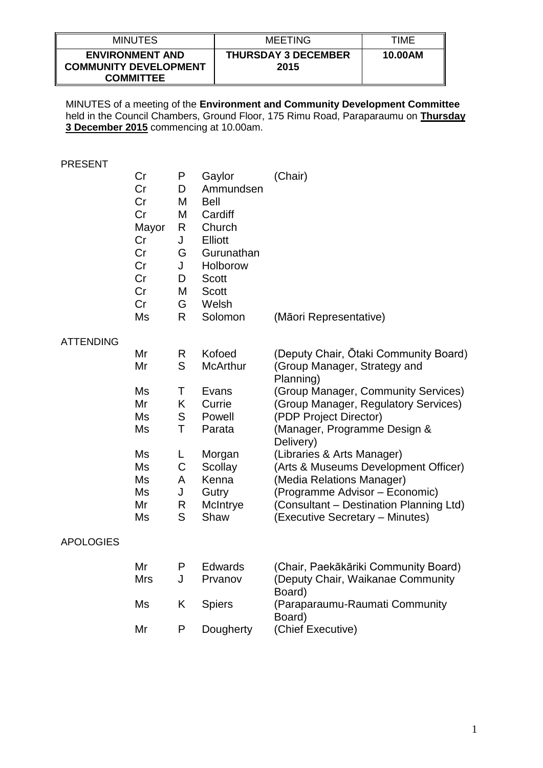| MINUTES | MEETING | TIME |
|---|---|---|
| **ENVIRONMENT AND COMMUNITY DEVELOPMENT COMMITTEE** | **THURSDAY 3 DECEMBER 2015** | **10.00AM** |

MINUTES of a meeting of the **Environment and Community Development Committee** held in the Council Chambers, Ground Floor, 175 Rimu Road, Paraparaumu on **<u>Thursday 3 December 2015</u>** commencing at 10.00am.

PRESENT

| | | | |
|---|---|---|---|
| Cr | P | Gaylor | (Chair) |
| Cr | D | Ammundsen | |
| Cr | M | Bell | |
| Cr | M | Cardiff | |
| Mayor | R | Church | |
| Cr | J | Elliott | |
| Cr | G | Gurunathan | |
| Cr | J | Holborow | |
| Cr | D | Scott | |
| Cr | M | Scott | |
| Cr | G | Welsh | |
| Ms | R | Solomon | (Māori Representative) |

ATTENDING

| | | | |
|---|---|---|---|
| Mr | R | Kofoed | (Deputy Chair, Ōtaki Community Board) |
| Mr | S | McArthur | (Group Manager, Strategy and Planning) |
| Ms | T | Evans | (Group Manager, Community Services) |
| Mr | K | Currie | (Group Manager, Regulatory Services) |
| Ms | S | Powell | (PDP Project Director) |
| Ms | T | Parata | (Manager, Programme Design & Delivery) |
| Ms | L | Morgan | (Libraries & Arts Manager) |
| Ms | C | Scollay | (Arts & Museums Development Officer) |
| Ms | A | Kenna | (Media Relations Manager) |
| Ms | J | Gutry | (Programme Advisor – Economic) |
| Mr | R | McIntrye | (Consultant – Destination Planning Ltd) |
| Ms | S | Shaw | (Executive Secretary – Minutes) |

APOLOGIES

| | | | |
|---|---|---|---|
| Mr | P | Edwards | (Chair, Paekākāriki Community Board) |
| Mrs | J | Prvanov | (Deputy Chair, Waikanae Community Board) |
| Ms | K | Spiers | (Paraparaumu-Raumati Community Board) |
| Mr | P | Dougherty | (Chief Executive) |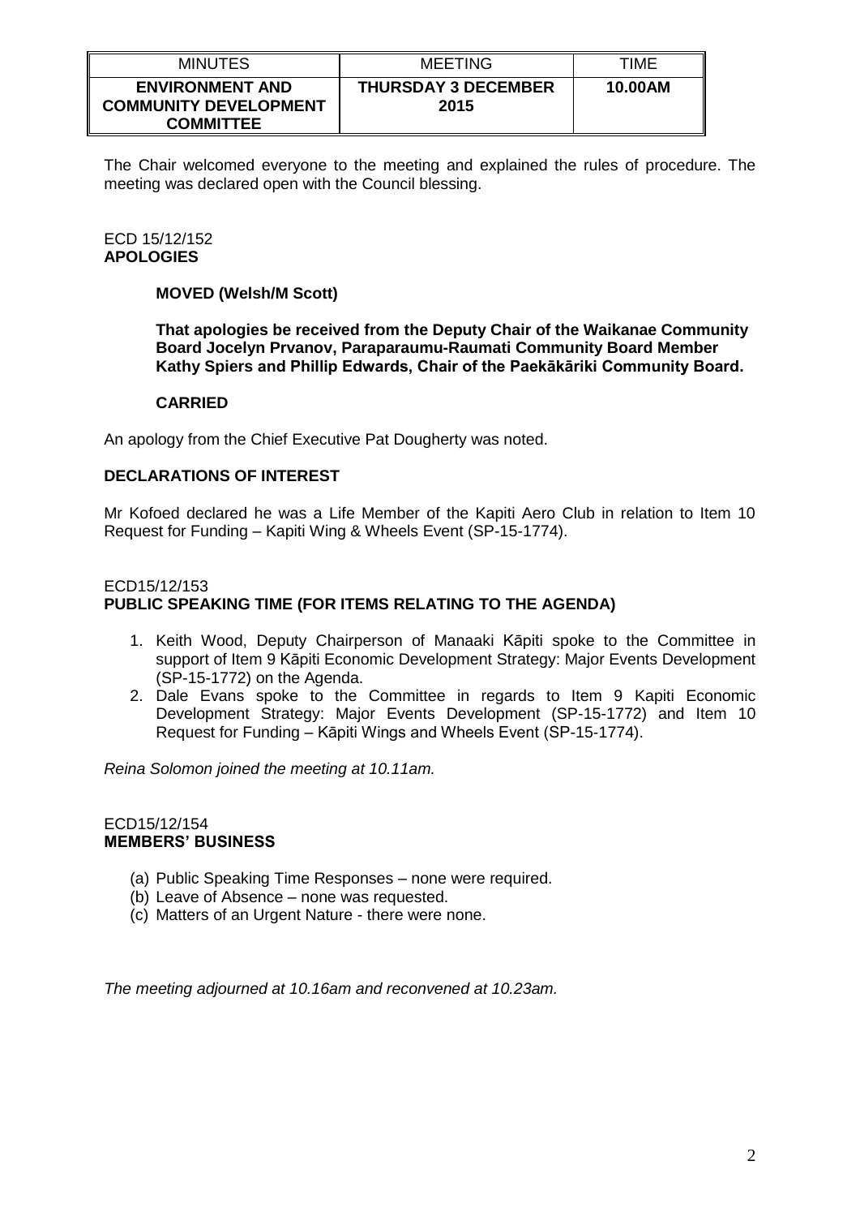| MINUTES | MEETING | TIME |
| --- | --- | --- |
| **ENVIRONMENT AND COMMUNITY DEVELOPMENT COMMITTEE** | **THURSDAY 3 DECEMBER 2015** | **10.00AM** |

The Chair welcomed everyone to the meeting and explained the rules of procedure. The meeting was declared open with the Council blessing.

ECD 15/12/152
**APOLOGIES**

**MOVED (Welsh/M Scott)**

**That apologies be received from the Deputy Chair of the Waikanae Community Board Jocelyn Prvanov, Paraparaumu-Raumati Community Board Member Kathy Spiers and Phillip Edwards, Chair of the Paekākāriki Community Board.**

**CARRIED**

An apology from the Chief Executive Pat Dougherty was noted.

**DECLARATIONS OF INTEREST**

Mr Kofoed declared he was a Life Member of the Kapiti Aero Club in relation to Item 10 Request for Funding – Kapiti Wing & Wheels Event (SP-15-1774).

ECD15/12/153
**PUBLIC SPEAKING TIME (FOR ITEMS RELATING TO THE AGENDA)**

1. Keith Wood, Deputy Chairperson of Manaaki Kāpiti spoke to the Committee in support of Item 9 Kāpiti Economic Development Strategy: Major Events Development (SP-15-1772) on the Agenda.
2. Dale Evans spoke to the Committee in regards to Item 9 Kapiti Economic Development Strategy: Major Events Development (SP-15-1772) and Item 10 Request for Funding – Kāpiti Wings and Wheels Event (SP-15-1774).

*Reina Solomon joined the meeting at 10.11am.*

ECD15/12/154
**MEMBERS' BUSINESS**

(a) Public Speaking Time Responses – none were required.
(b) Leave of Absence – none was requested.
(c) Matters of an Urgent Nature - there were none.

*The meeting adjourned at 10.16am and reconvened at 10.23am.*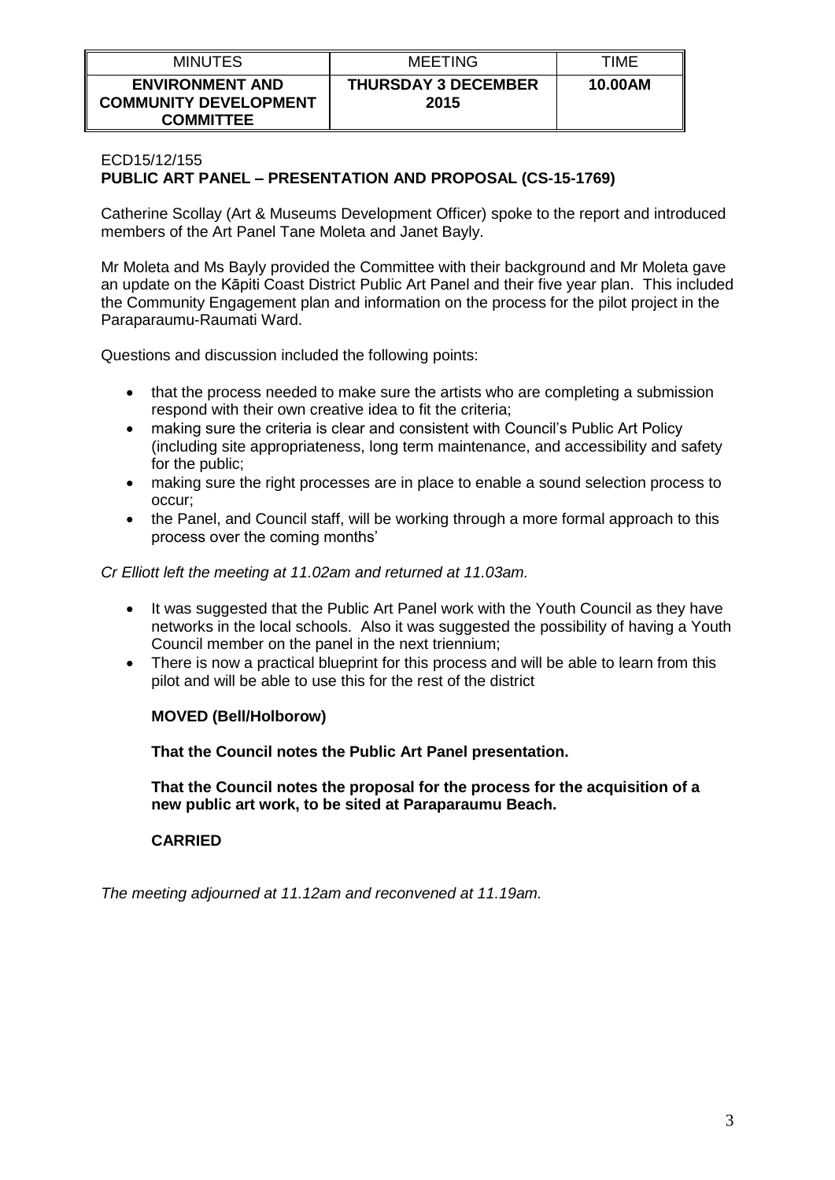| MINUTES | MEETING | TIME |
| --- | --- | --- |
| **ENVIRONMENT AND COMMUNITY DEVELOPMENT COMMITTEE** | **THURSDAY 3 DECEMBER 2015** | **10.00AM** |

ECD15/12/155
**PUBLIC ART PANEL – PRESENTATION AND PROPOSAL (CS-15-1769)**

Catherine Scollay (Art & Museums Development Officer) spoke to the report and introduced members of the Art Panel Tane Moleta and Janet Bayly.

Mr Moleta and Ms Bayly provided the Committee with their background and Mr Moleta gave an update on the Kāpiti Coast District Public Art Panel and their five year plan. This included the Community Engagement plan and information on the process for the pilot project in the Paraparaumu-Raumati Ward.

Questions and discussion included the following points:

- that the process needed to make sure the artists who are completing a submission respond with their own creative idea to fit the criteria;
- making sure the criteria is clear and consistent with Council's Public Art Policy (including site appropriateness, long term maintenance, and accessibility and safety for the public;
- making sure the right processes are in place to enable a sound selection process to occur;
- the Panel, and Council staff, will be working through a more formal approach to this process over the coming months'

*Cr Elliott left the meeting at 11.02am and returned at 11.03am.*

- It was suggested that the Public Art Panel work with the Youth Council as they have networks in the local schools. Also it was suggested the possibility of having a Youth Council member on the panel in the next triennium;
- There is now a practical blueprint for this process and will be able to learn from this pilot and will be able to use this for the rest of the district

**MOVED (Bell/Holborow)**

**That the Council notes the Public Art Panel presentation.**

**That the Council notes the proposal for the process for the acquisition of a new public art work, to be sited at Paraparaumu Beach.**

**CARRIED**

*The meeting adjourned at 11.12am and reconvened at 11.19am.*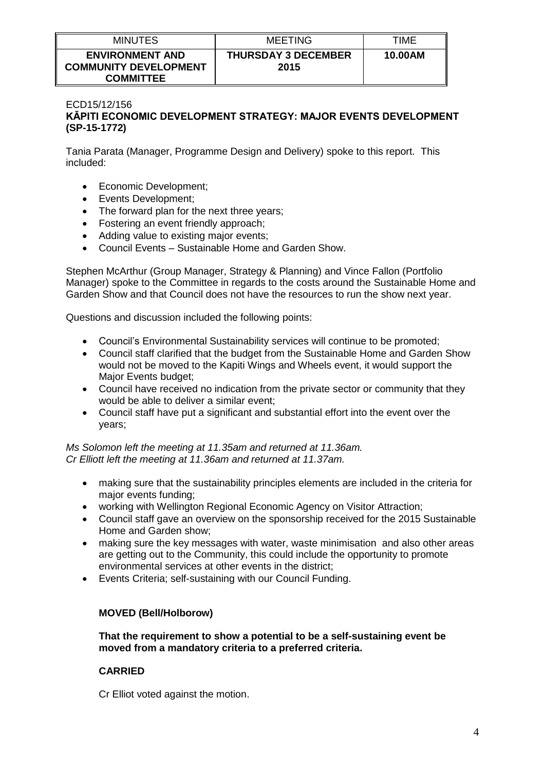| MINUTES | MEETING | TIME |
|---|---|---|
| **ENVIRONMENT AND COMMUNITY DEVELOPMENT COMMITTEE** | **THURSDAY 3 DECEMBER 2015** | **10.00AM** |

ECD15/12/156

**KĀPITI ECONOMIC DEVELOPMENT STRATEGY: MAJOR EVENTS DEVELOPMENT (SP-15-1772)**

Tania Parata (Manager, Programme Design and Delivery) spoke to this report. This included:

- Economic Development;
- Events Development;
- The forward plan for the next three years;
- Fostering an event friendly approach;
- Adding value to existing major events;
- Council Events – Sustainable Home and Garden Show.

Stephen McArthur (Group Manager, Strategy & Planning) and Vince Fallon (Portfolio Manager) spoke to the Committee in regards to the costs around the Sustainable Home and Garden Show and that Council does not have the resources to run the show next year.

Questions and discussion included the following points:

- Council's Environmental Sustainability services will continue to be promoted;
- Council staff clarified that the budget from the Sustainable Home and Garden Show would not be moved to the Kapiti Wings and Wheels event, it would support the Major Events budget;
- Council have received no indication from the private sector or community that they would be able to deliver a similar event;
- Council staff have put a significant and substantial effort into the event over the years;

*Ms Solomon left the meeting at 11.35am and returned at 11.36am.*
*Cr Elliott left the meeting at 11.36am and returned at 11.37am.*

- making sure that the sustainability principles elements are included in the criteria for major events funding;
- working with Wellington Regional Economic Agency on Visitor Attraction;
- Council staff gave an overview on the sponsorship received for the 2015 Sustainable Home and Garden show;
- making sure the key messages with water, waste minimisation and also other areas are getting out to the Community, this could include the opportunity to promote environmental services at other events in the district;
- Events Criteria; self-sustaining with our Council Funding.

**MOVED (Bell/Holborow)**

**That the requirement to show a potential to be a self-sustaining event be moved from a mandatory criteria to a preferred criteria.**

**CARRIED**

Cr Elliot voted against the motion.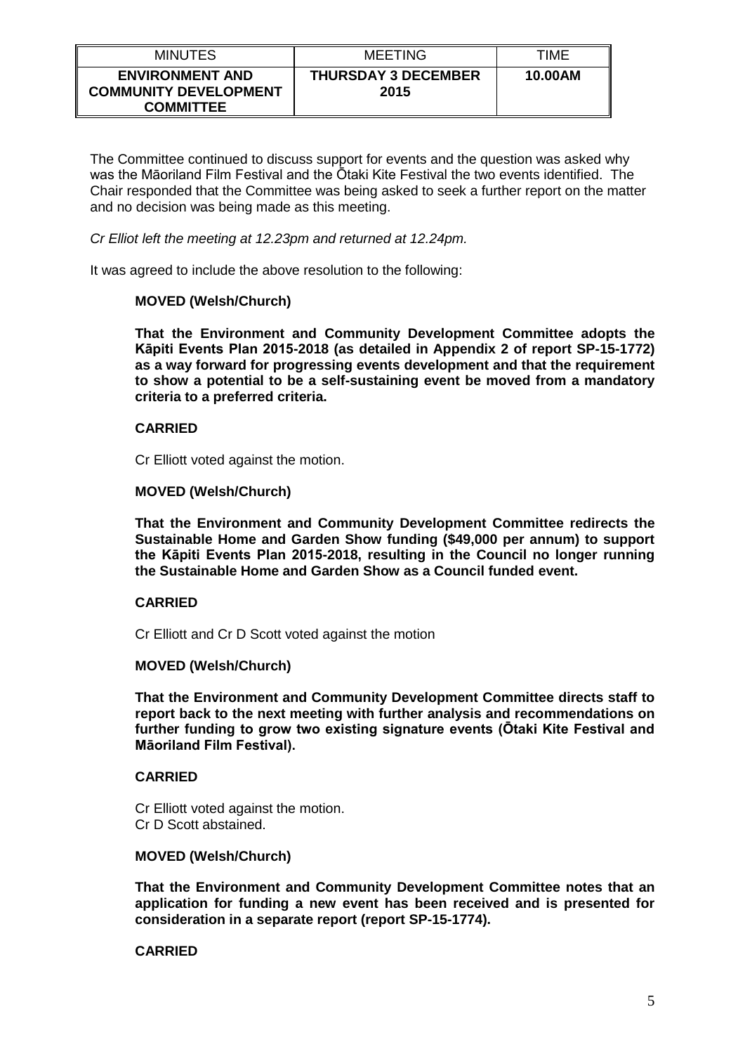| MINUTES | MEETING | TIME |
| --- | --- | --- |
| **ENVIRONMENT AND COMMUNITY DEVELOPMENT COMMITTEE** | **THURSDAY 3 DECEMBER 2015** | **10.00AM** |

The Committee continued to discuss support for events and the question was asked why was the Māoriland Film Festival and the Ōtaki Kite Festival the two events identified. The Chair responded that the Committee was being asked to seek a further report on the matter and no decision was being made as this meeting.

*Cr Elliot left the meeting at 12.23pm and returned at 12.24pm.*

It was agreed to include the above resolution to the following:

**MOVED (Welsh/Church)**

**That the Environment and Community Development Committee adopts the Kāpiti Events Plan 2015-2018 (as detailed in Appendix 2 of report SP-15-1772) as a way forward for progressing events development and that the requirement to show a potential to be a self-sustaining event be moved from a mandatory criteria to a preferred criteria.**

**CARRIED**

Cr Elliott voted against the motion.

**MOVED (Welsh/Church)**

**That the Environment and Community Development Committee redirects the Sustainable Home and Garden Show funding ($49,000 per annum) to support the Kāpiti Events Plan 2015-2018, resulting in the Council no longer running the Sustainable Home and Garden Show as a Council funded event.**

**CARRIED**

Cr Elliott and Cr D Scott voted against the motion

**MOVED (Welsh/Church)**

**That the Environment and Community Development Committee directs staff to report back to the next meeting with further analysis and recommendations on further funding to grow two existing signature events (Ōtaki Kite Festival and Māoriland Film Festival).**

**CARRIED**

Cr Elliott voted against the motion.
Cr D Scott abstained.

**MOVED (Welsh/Church)**

**That the Environment and Community Development Committee notes that an application for funding a new event has been received and is presented for consideration in a separate report (report SP-15-1774).**

**CARRIED**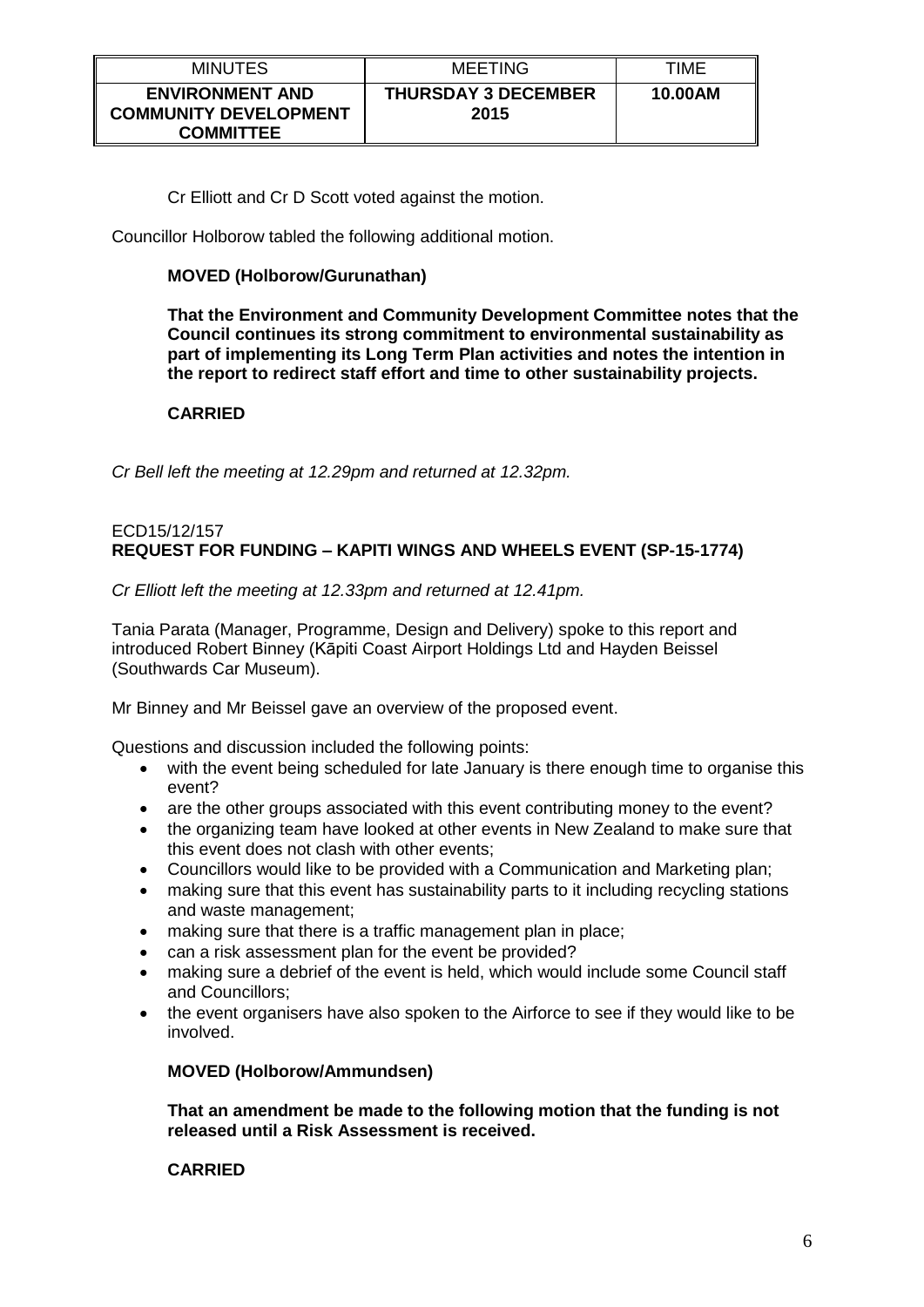Cr Elliott and Cr D Scott voted against the motion.

Councillor Holborow tabled the following additional motion.

**MOVED (Holborow/Gurunathan)**

**That the Environment and Community Development Committee notes that the Council continues its strong commitment to environmental sustainability as part of implementing its Long Term Plan activities and notes the intention in the report to redirect staff effort and time to other sustainability projects.**

**CARRIED**

*Cr Bell left the meeting at 12.29pm and returned at 12.32pm.*

ECD15/12/157
**REQUEST FOR FUNDING – KAPITI WINGS AND WHEELS EVENT (SP-15-1774)**

*Cr Elliott left the meeting at 12.33pm and returned at 12.41pm.*

Tania Parata (Manager, Programme, Design and Delivery) spoke to this report and introduced Robert Binney (Kāpiti Coast Airport Holdings Ltd and Hayden Beissel (Southwards Car Museum).

Mr Binney and Mr Beissel gave an overview of the proposed event.

Questions and discussion included the following points:

- with the event being scheduled for late January is there enough time to organise this event?
- are the other groups associated with this event contributing money to the event?
- the organizing team have looked at other events in New Zealand to make sure that this event does not clash with other events;
- Councillors would like to be provided with a Communication and Marketing plan;
- making sure that this event has sustainability parts to it including recycling stations and waste management;
- making sure that there is a traffic management plan in place;
- can a risk assessment plan for the event be provided?
- making sure a debrief of the event is held, which would include some Council staff and Councillors;
- the event organisers have also spoken to the Airforce to see if they would like to be involved.

**MOVED (Holborow/Ammundsen)**

**That an amendment be made to the following motion that the funding is not released until a Risk Assessment is received.**

**CARRIED**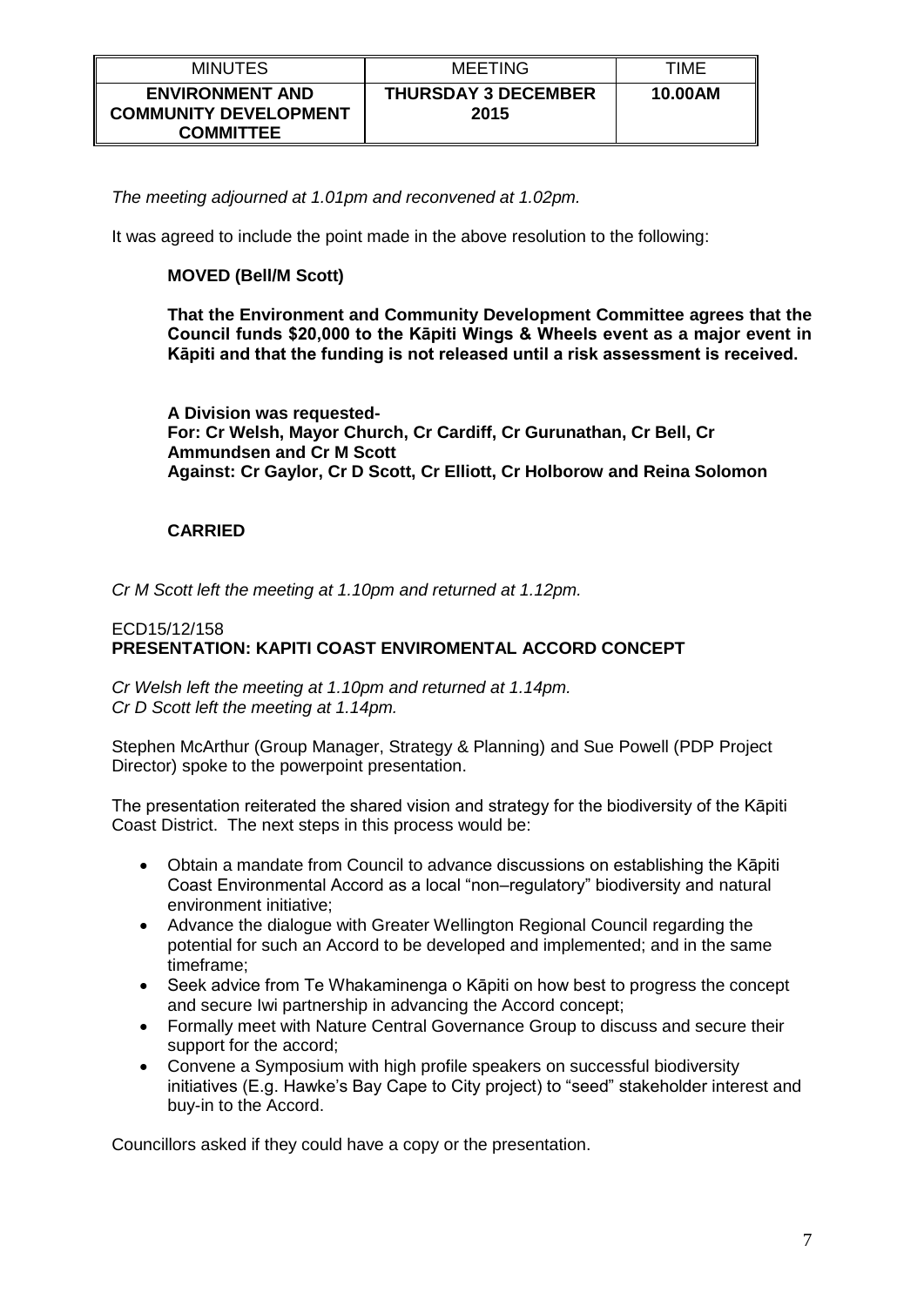| MINUTES | MEETING | TIME |
| --- | --- | --- |
| **ENVIRONMENT AND COMMUNITY DEVELOPMENT COMMITTEE** | **THURSDAY 3 DECEMBER 2015** | **10.00AM** |

*The meeting adjourned at 1.01pm and reconvened at 1.02pm.*

It was agreed to include the point made in the above resolution to the following:

**MOVED (Bell/M Scott)**

**That the Environment and Community Development Committee agrees that the Council funds $20,000 to the Kāpiti Wings & Wheels event as a major event in Kāpiti and that the funding is not released until a risk assessment is received.**

**A Division was requested-**
**For: Cr Welsh, Mayor Church, Cr Cardiff, Cr Gurunathan, Cr Bell, Cr Ammundsen and Cr M Scott**
**Against: Cr Gaylor, Cr D Scott, Cr Elliott, Cr Holborow and Reina Solomon**

**CARRIED**

*Cr M Scott left the meeting at 1.10pm and returned at 1.12pm.*

ECD15/12/158
**PRESENTATION: KAPITI COAST ENVIROMENTAL ACCORD CONCEPT**

*Cr Welsh left the meeting at 1.10pm and returned at 1.14pm.*
*Cr D Scott left the meeting at 1.14pm.*

Stephen McArthur (Group Manager, Strategy & Planning) and Sue Powell (PDP Project Director) spoke to the powerpoint presentation.

The presentation reiterated the shared vision and strategy for the biodiversity of the Kāpiti Coast District. The next steps in this process would be:

- Obtain a mandate from Council to advance discussions on establishing the Kāpiti Coast Environmental Accord as a local "non–regulatory" biodiversity and natural environment initiative;
- Advance the dialogue with Greater Wellington Regional Council regarding the potential for such an Accord to be developed and implemented; and in the same timeframe;
- Seek advice from Te Whakaminenga o Kāpiti on how best to progress the concept and secure Iwi partnership in advancing the Accord concept;
- Formally meet with Nature Central Governance Group to discuss and secure their support for the accord;
- Convene a Symposium with high profile speakers on successful biodiversity initiatives (E.g. Hawke's Bay Cape to City project) to "seed" stakeholder interest and buy-in to the Accord.

Councillors asked if they could have a copy or the presentation.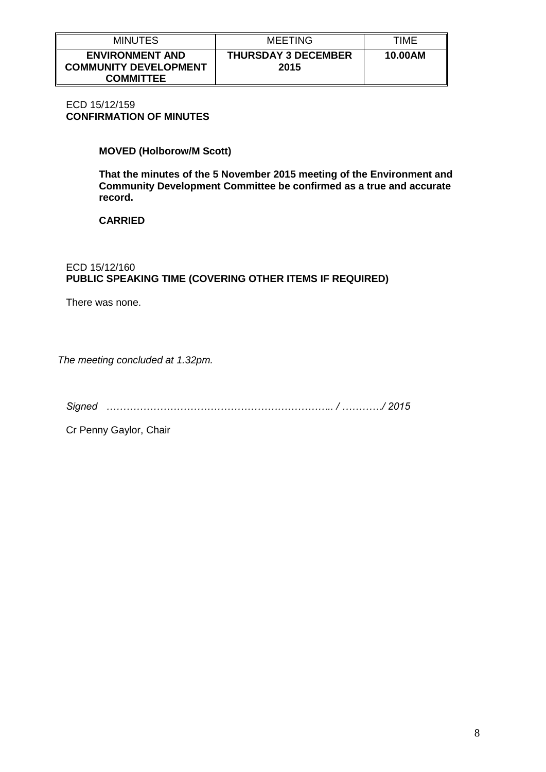| MINUTES | MEETING | TIME |
|---|---|---|
| **ENVIRONMENT AND COMMUNITY DEVELOPMENT COMMITTEE** | **THURSDAY 3 DECEMBER 2015** | **10.00AM** |

ECD 15/12/159
**CONFIRMATION OF MINUTES**

**MOVED (Holborow/M Scott)**

**That the minutes of the 5 November 2015 meeting of the Environment and Community Development Committee be confirmed as a true and accurate record.**

**CARRIED**

ECD 15/12/160
**PUBLIC SPEAKING TIME (COVERING OTHER ITEMS IF REQUIRED)**

There was none.

*The meeting concluded at 1.32pm.*

*Signed ………………………………………………………….. / ………../ 2015*

Cr Penny Gaylor, Chair